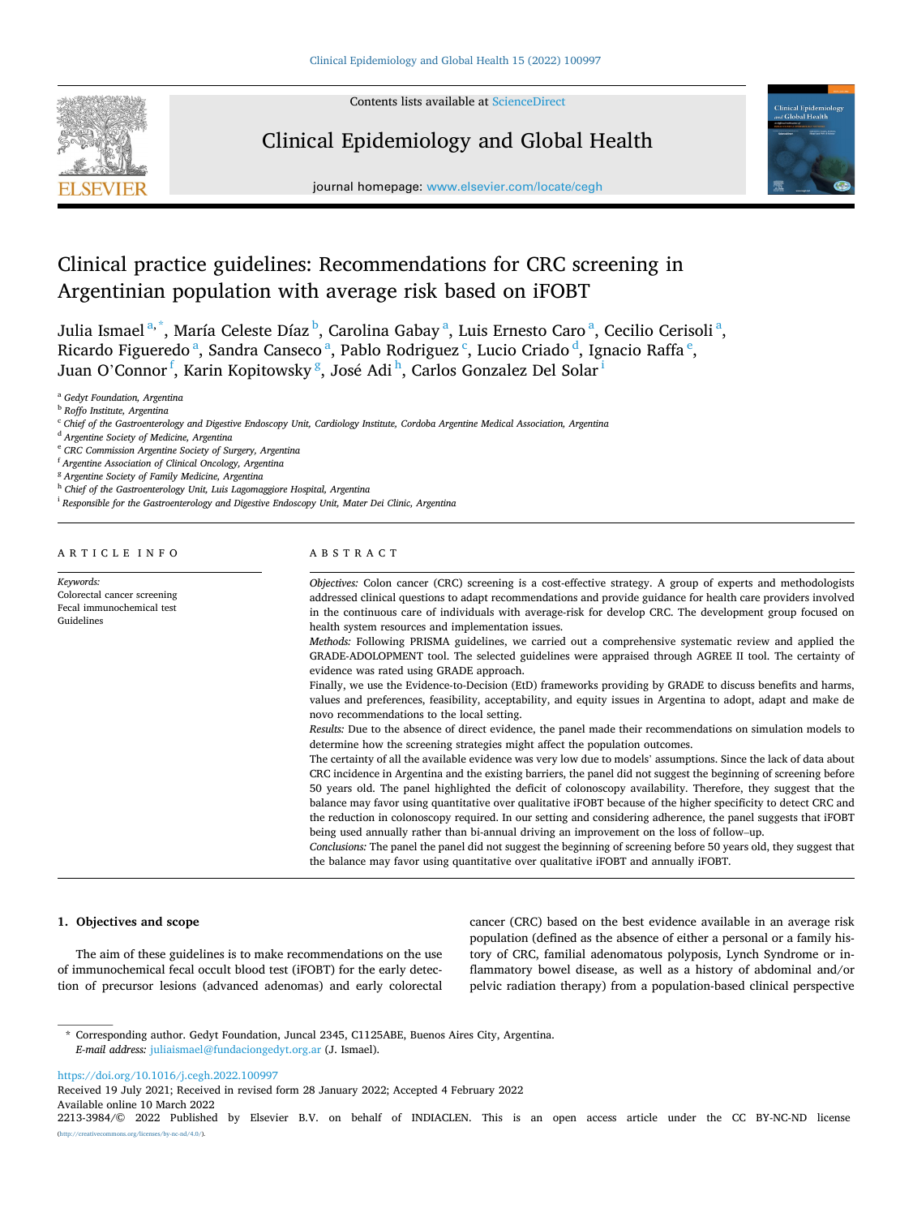# Clinical practice guidelines: Recommendations for CRC screening in Argentinian population with average risk based on iFOBT

Julia Ismael [a,*], María Celeste Díaz [b], Carolina Gabay [a], Luis Ernesto Caro [a], Cecilio Cerisoli [a], Ricardo Figueredo [a], Sandra Canseco [a], Pablo Rodriguez [c], Lucio Criado [d], Ignacio Raffa [e], Juan O'Connor [f], Karin Kopitowsky [g], José Adi [h], Carlos Gonzalez Del Solar [i]

[a] Gedyt Foundation, Argentina
[b] Roffo Institute, Argentina
[c] Chief of the Gastroenterology and Digestive Endoscopy Unit, Cardiology Institute, Cordoba Argentine Medical Association, Argentina
[d] Argentine Society of Medicine, Argentina
[e] CRC Commission Argentine Society of Surgery, Argentina
[f] Argentine Association of Clinical Oncology, Argentina
[g] Argentine Society of Family Medicine, Argentina
[h] Chief of the Gastroenterology Unit, Luis Lagomaggiore Hospital, Argentina
[i] Responsible for the Gastroenterology and Digestive Endoscopy Unit, Mater Dei Clinic, Argentina

## ARTICLE INFO

*Keywords:*
Colorectal cancer screening
Fecal immunochemical test
Guidelines

## ABSTRACT

*Objectives:* Colon cancer (CRC) screening is a cost-effective strategy. A group of experts and methodologists addressed clinical questions to adapt recommendations and provide guidance for health care providers involved in the continuous care of individuals with average-risk for develop CRC. The development group focused on health system resources and implementation issues.

*Methods:* Following PRISMA guidelines, we carried out a comprehensive systematic review and applied the GRADE-ADOLOPMENT tool. The selected guidelines were appraised through AGREE II tool. The certainty of evidence was rated using GRADE approach.

Finally, we use the Evidence-to-Decision (EtD) frameworks providing by GRADE to discuss benefits and harms, values and preferences, feasibility, acceptability, and equity issues in Argentina to adopt, adapt and make de novo recommendations to the local setting.

*Results:* Due to the absence of direct evidence, the panel made their recommendations on simulation models to determine how the screening strategies might affect the population outcomes.

The certainty of all the available evidence was very low due to models' assumptions. Since the lack of data about CRC incidence in Argentina and the existing barriers, the panel did not suggest the beginning of screening before 50 years old. The panel highlighted the deficit of colonoscopy availability. Therefore, they suggest that the balance may favor using quantitative over qualitative iFOBT because of the higher specificity to detect CRC and the reduction in colonoscopy required. In our setting and considering adherence, the panel suggests that iFOBT being used annually rather than bi-annual driving an improvement on the loss of follow–up.

*Conclusions:* The panel the panel did not suggest the beginning of screening before 50 years old, they suggest that the balance may favor using quantitative over qualitative iFOBT and annually iFOBT.

## 1. Objectives and scope

The aim of these guidelines is to make recommendations on the use of immunochemical fecal occult blood test (iFOBT) for the early detection of precursor lesions (advanced adenomas) and early colorectal cancer (CRC) based on the best evidence available in an average risk population (defined as the absence of either a personal or a family history of CRC, familial adenomatous polyposis, Lynch Syndrome or inflammatory bowel disease, as well as a history of abdominal and/or pelvic radiation therapy) from a population-based clinical perspective

---

* Corresponding author. Gedyt Foundation, Juncal 2345, C1125ABE, Buenos Aires City, Argentina.
*E-mail address:* juliaismael@fundaciongedyt.org.ar (J. Ismael).

https://doi.org/10.1016/j.cegh.2022.100997
Received 19 July 2021; Received in revised form 28 January 2022; Accepted 4 February 2022
Available online 10 March 2022
2213-3984/© 2022 Published by Elsevier B.V. on behalf of INDIACLEN. This is an open access article under the CC BY-NC-ND license (http://creativecommons.org/licenses/by-nc-nd/4.0/).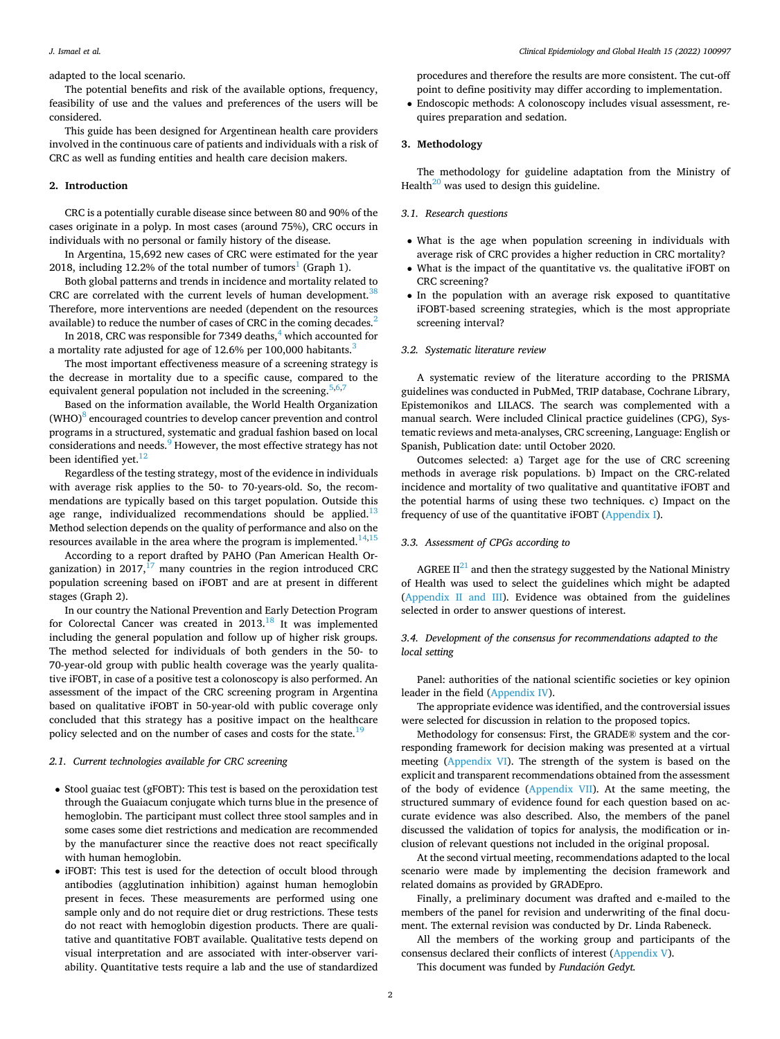adapted to the local scenario.

The potential benefits and risk of the available options, frequency, feasibility of use and the values and preferences of the users will be considered.

This guide has been designed for Argentinean health care providers involved in the continuous care of patients and individuals with a risk of CRC as well as funding entities and health care decision makers.

## 2. Introduction

CRC is a potentially curable disease since between 80 and 90% of the cases originate in a polyp. In most cases (around 75%), CRC occurs in individuals with no personal or family history of the disease.

In Argentina, 15,692 new cases of CRC were estimated for the year 2018, including 12.2% of the total number of tumors[1] (Graph 1).

Both global patterns and trends in incidence and mortality related to CRC are correlated with the current levels of human development.[38] Therefore, more interventions are needed (dependent on the resources available) to reduce the number of cases of CRC in the coming decades.[2]

In 2018, CRC was responsible for 7349 deaths,[4] which accounted for a mortality rate adjusted for age of 12.6% per 100,000 habitants.[3]

The most important effectiveness measure of a screening strategy is the decrease in mortality due to a specific cause, compared to the equivalent general population not included in the screening.[5,6,7]

Based on the information available, the World Health Organization (WHO)[8] encouraged countries to develop cancer prevention and control programs in a structured, systematic and gradual fashion based on local considerations and needs.[9] However, the most effective strategy has not been identified yet.[12]

Regardless of the testing strategy, most of the evidence in individuals with average risk applies to the 50- to 70-years-old. So, the recommendations are typically based on this target population. Outside this age range, individualized recommendations should be applied.[13] Method selection depends on the quality of performance and also on the resources available in the area where the program is implemented.[14,15]

According to a report drafted by PAHO (Pan American Health Organization) in 2017,[17] many countries in the region introduced CRC population screening based on iFOBT and are at present in different stages (Graph 2).

In our country the National Prevention and Early Detection Program for Colorectal Cancer was created in 2013.[18] It was implemented including the general population and follow up of higher risk groups. The method selected for individuals of both genders in the 50- to 70-year-old group with public health coverage was the yearly qualitative iFOBT, in case of a positive test a colonoscopy is also performed. An assessment of the impact of the CRC screening program in Argentina based on qualitative iFOBT in 50-year-old with public coverage only concluded that this strategy has a positive impact on the healthcare policy selected and on the number of cases and costs for the state.[19]

### 2.1. Current technologies available for CRC screening

- Stool guaiac test (gFOBT): This test is based on the peroxidation test through the Guaiacum conjugate which turns blue in the presence of hemoglobin. The participant must collect three stool samples and in some cases some diet restrictions and medication are recommended by the manufacturer since the reactive does not react specifically with human hemoglobin.
- iFOBT: This test is used for the detection of occult blood through antibodies (agglutination inhibition) against human hemoglobin present in feces. These measurements are performed using one sample only and do not require diet or drug restrictions. These tests do not react with hemoglobin digestion products. There are qualitative and quantitative FOBT available. Qualitative tests depend on visual interpretation and are associated with inter-observer variability. Quantitative tests require a lab and the use of standardized procedures and therefore the results are more consistent. The cut-off point to define positivity may differ according to implementation.
- Endoscopic methods: A colonoscopy includes visual assessment, requires preparation and sedation.

## 3. Methodology

The methodology for guideline adaptation from the Ministry of Health[20] was used to design this guideline.

### 3.1. Research questions

- What is the age when population screening in individuals with average risk of CRC provides a higher reduction in CRC mortality?
- What is the impact of the quantitative vs. the qualitative iFOBT on CRC screening?
- In the population with an average risk exposed to quantitative iFOBT-based screening strategies, which is the most appropriate screening interval?

### 3.2. Systematic literature review

A systematic review of the literature according to the PRISMA guidelines was conducted in PubMed, TRIP database, Cochrane Library, Epistemonikos and LILACS. The search was complemented with a manual search. Were included Clinical practice guidelines (CPG), Systematic reviews and meta-analyses, CRC screening, Language: English or Spanish, Publication date: until October 2020.

Outcomes selected: a) Target age for the use of CRC screening methods in average risk populations. b) Impact on the CRC-related incidence and mortality of two qualitative and quantitative iFOBT and the potential harms of using these two techniques. c) Impact on the frequency of use of the quantitative iFOBT (Appendix I).

### 3.3. Assessment of CPGs according to

AGREE II[21] and then the strategy suggested by the National Ministry of Health was used to select the guidelines which might be adapted (Appendix II and III). Evidence was obtained from the guidelines selected in order to answer questions of interest.

### 3.4. Development of the consensus for recommendations adapted to the local setting

Panel: authorities of the national scientific societies or key opinion leader in the field (Appendix IV).

The appropriate evidence was identified, and the controversial issues were selected for discussion in relation to the proposed topics.

Methodology for consensus: First, the GRADE® system and the corresponding framework for decision making was presented at a virtual meeting (Appendix VI). The strength of the system is based on the explicit and transparent recommendations obtained from the assessment of the body of evidence (Appendix VII). At the same meeting, the structured summary of evidence found for each question based on accurate evidence was also described. Also, the members of the panel discussed the validation of topics for analysis, the modification or inclusion of relevant questions not included in the original proposal.

At the second virtual meeting, recommendations adapted to the local scenario were made by implementing the decision framework and related domains as provided by GRADEpro.

Finally, a preliminary document was drafted and e-mailed to the members of the panel for revision and underwriting of the final document. The external revision was conducted by Dr. Linda Rabeneck.

All the members of the working group and participants of the consensus declared their conflicts of interest (Appendix V).

This document was funded by *Fundación Gedyt.*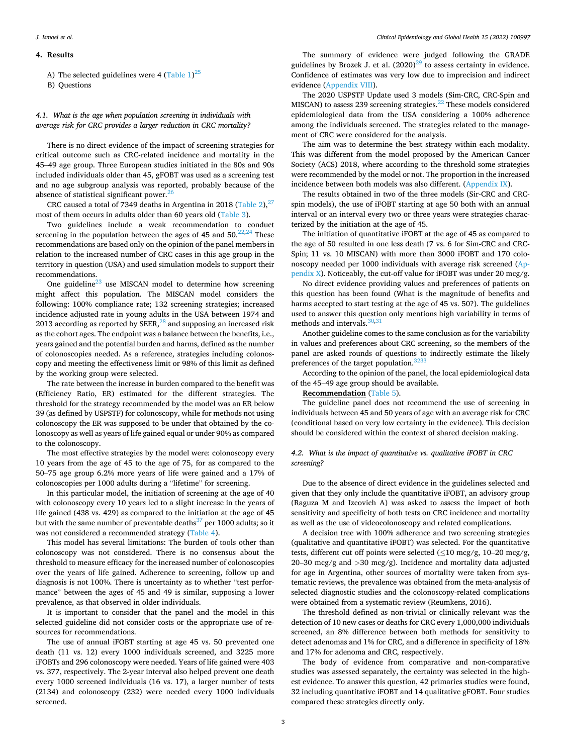## 4. Results

A) The selected guidelines were 4 (Table 1)[25]
B) Questions

### 4.1. What is the age when population screening in individuals with average risk for CRC provides a larger reduction in CRC mortality?

There is no direct evidence of the impact of screening strategies for critical outcome such as CRC-related incidence and mortality in the 45–49 age group. Three European studies initiated in the 80s and 90s included individuals older than 45, gFOBT was used as a screening test and no age subgroup analysis was reported, probably because of the absence of statistical significant power.[26]

CRC caused a total of 7349 deaths in Argentina in 2018 (Table 2),[27] most of them occurs in adults older than 60 years old (Table 3).

Two guidelines include a weak recommendation to conduct screening in the population between the ages of 45 and 50.[22,24] These recommendations are based only on the opinion of the panel members in relation to the increased number of CRC cases in this age group in the territory in question (USA) and used simulation models to support their recommendations.

One guideline[23] use MISCAN model to determine how screening might affect this population. The MISCAN model considers the following: 100% compliance rate; 132 screening strategies; increased incidence adjusted rate in young adults in the USA between 1974 and 2013 according as reported by SEER,[28] and supposing an increased risk as the cohort ages. The endpoint was a balance between the benefits, i.e., years gained and the potential burden and harms, defined as the number of colonoscopies needed. As a reference, strategies including colonoscopy and meeting the effectiveness limit or 98% of this limit as defined by the working group were selected.

The rate between the increase in burden compared to the benefit was (Efficiency Ratio, ER) estimated for the different strategies. The threshold for the strategy recommended by the model was an ER below 39 (as defined by USPSTF) for colonoscopy, while for methods not using colonoscopy the ER was supposed to be under that obtained by the colonoscopy as well as years of life gained equal or under 90% as compared to the colonoscopy.

The most effective strategies by the model were: colonoscopy every 10 years from the age of 45 to the age of 75, for as compared to the 50–75 age group 6.2% more years of life were gained and a 17% of colonoscopies per 1000 adults during a "lifetime" for screening.

In this particular model, the initiation of screening at the age of 40 with colonoscopy every 10 years led to a slight increase in the years of life gained (438 vs. 429) as compared to the initiation at the age of 45 but with the same number of preventable deaths[37] per 1000 adults; so it was not considered a recommended strategy (Table 4).

This model has several limitations: The burden of tools other than colonoscopy was not considered. There is no consensus about the threshold to measure efficacy for the increased number of colonoscopies over the years of life gained. Adherence to screening, follow up and diagnosis is not 100%. There is uncertainty as to whether "test performance" between the ages of 45 and 49 is similar, supposing a lower prevalence, as that observed in older individuals.

It is important to consider that the panel and the model in this selected guideline did not consider costs or the appropriate use of resources for recommendations.

The use of annual iFOBT starting at age 45 vs. 50 prevented one death (11 vs. 12) every 1000 individuals screened, and 3225 more iFOBTs and 296 colonoscopy were needed. Years of life gained were 403 vs. 377, respectively. The 2-year interval also helped prevent one death every 1000 screened individuals (16 vs. 17), a larger number of tests (2134) and colonoscopy (232) were needed every 1000 individuals screened.

The summary of evidence were judged following the GRADE guidelines by Brozek J. et al. (2020)[29] to assess certainty in evidence. Confidence of estimates was very low due to imprecision and indirect evidence (Appendix VIII).

The 2020 USPSTF Update used 3 models (Sim-CRC, CRC-Spin and MISCAN) to assess 239 screening strategies.[22] These models considered epidemiological data from the USA considering a 100% adherence among the individuals screened. The strategies related to the management of CRC were considered for the analysis.

The aim was to determine the best strategy within each modality. This was different from the model proposed by the American Cancer Society (ACS) 2018, where according to the threshold some strategies were recommended by the model or not. The proportion in the increased incidence between both models was also different. (Appendix IX).

The results obtained in two of the three models (Sir-CRC and CRC-spin models), the use of iFOBT starting at age 50 both with an annual interval or an interval every two or three years were strategies characterized by the initiation at the age of 45.

The initiation of quantitative iFOBT at the age of 45 as compared to the age of 50 resulted in one less death (7 vs. 6 for Sim-CRC and CRC-Spin; 11 vs. 10 MISCAN) with more than 3000 iFOBT and 170 colonoscopy needed per 1000 individuals with average risk screened (Appendix X). Noticeably, the cut-off value for iFOBT was under 20 mcg/g.

No direct evidence providing values and preferences of patients on this question has been found (What is the magnitude of benefits and harms accepted to start testing at the age of 45 vs. 50?). The guidelines used to answer this question only mentions high variability in terms of methods and intervals.[30,31]

Another guideline comes to the same conclusion as for the variability in values and preferences about CRC screening, so the members of the panel are asked rounds of questions to indirectly estimate the likely preferences of the target population.[3233]

According to the opinion of the panel, the local epidemiological data of the 45–49 age group should be available.

**Recommendation** (Table 5).

The guideline panel does not recommend the use of screening in individuals between 45 and 50 years of age with an average risk for CRC (conditional based on very low certainty in the evidence). This decision should be considered within the context of shared decision making.

### 4.2. What is the impact of quantitative vs. qualitative iFOBT in CRC screening?

Due to the absence of direct evidence in the guidelines selected and given that they only include the quantitative iFOBT, an advisory group (Raguza M and Izcovich A) was asked to assess the impact of both sensitivity and specificity of both tests on CRC incidence and mortality as well as the use of videocolonoscopy and related complications.

A decision tree with 100% adherence and two screening strategies (qualitative and quantitative iFOBT) was selected. For the quantitative tests, different cut off points were selected (≤10 mcg/g, 10–20 mcg/g, 20–30 mcg/g and >30 mcg/g). Incidence and mortality data adjusted for age in Argentina, other sources of mortality were taken from systematic reviews, the prevalence was obtained from the meta-analysis of selected diagnostic studies and the colonoscopy-related complications were obtained from a systematic review (Reumkens, 2016).

The threshold defined as non-trivial or clinically relevant was the detection of 10 new cases or deaths for CRC every 1,000,000 individuals screened, an 8% difference between both methods for sensitivity to detect adenomas and 1% for CRC, and a difference in specificity of 18% and 17% for adenoma and CRC, respectively.

The body of evidence from comparative and non-comparative studies was assessed separately, the certainty was selected in the highest evidence. To answer this question, 42 primaries studies were found, 32 including quantitative iFOBT and 14 qualitative gFOBT. Four studies compared these strategies directly only.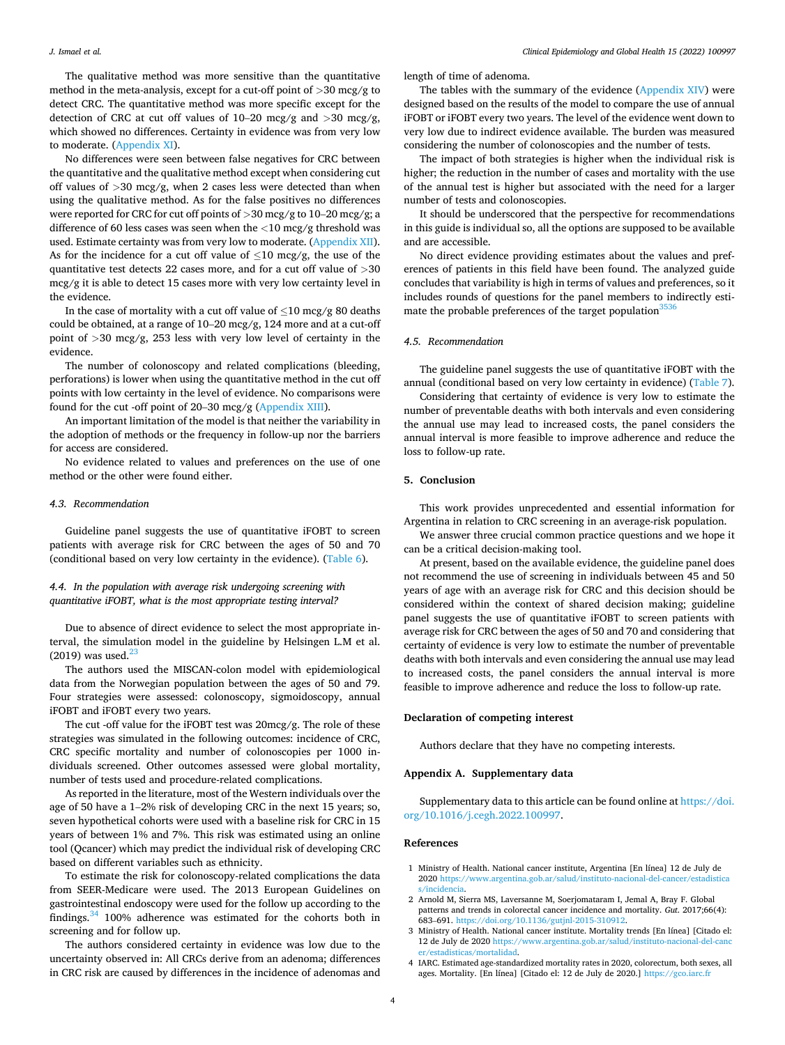The qualitative method was more sensitive than the quantitative method in the meta-analysis, except for a cut-off point of >30 mcg/g to detect CRC. The quantitative method was more specific except for the detection of CRC at cut off values of 10–20 mcg/g and >30 mcg/g, which showed no differences. Certainty in evidence was from very low to moderate. (Appendix XI).

No differences were seen between false negatives for CRC between the quantitative and the qualitative method except when considering cut off values of >30 mcg/g, when 2 cases less were detected than when using the qualitative method. As for the false positives no differences were reported for CRC for cut off points of >30 mcg/g to 10–20 mcg/g; a difference of 60 less cases was seen when the <10 mcg/g threshold was used. Estimate certainty was from very low to moderate. (Appendix XII). As for the incidence for a cut off value of ≤10 mcg/g, the use of the quantitative test detects 22 cases more, and for a cut off value of >30 mcg/g it is able to detect 15 cases more with very low certainty level in the evidence.

In the case of mortality with a cut off value of ≤10 mcg/g 80 deaths could be obtained, at a range of 10–20 mcg/g, 124 more and at a cut-off point of >30 mcg/g, 253 less with very low level of certainty in the evidence.

The number of colonoscopy and related complications (bleeding, perforations) is lower when using the quantitative method in the cut off points with low certainty in the level of evidence. No comparisons were found for the cut -off point of 20–30 mcg/g (Appendix XIII).

An important limitation of the model is that neither the variability in the adoption of methods or the frequency in follow-up nor the barriers for access are considered.

No evidence related to values and preferences on the use of one method or the other were found either.

### 4.3. Recommendation

Guideline panel suggests the use of quantitative iFOBT to screen patients with average risk for CRC between the ages of 50 and 70 (conditional based on very low certainty in the evidence). (Table 6).

### 4.4. In the population with average risk undergoing screening with quantitative iFOBT, what is the most appropriate testing interval?

Due to absence of direct evidence to select the most appropriate interval, the simulation model in the guideline by Helsingen L.M et al. (2019) was used.[23]

The authors used the MISCAN-colon model with epidemiological data from the Norwegian population between the ages of 50 and 79. Four strategies were assessed: colonoscopy, sigmoidoscopy, annual iFOBT and iFOBT every two years.

The cut -off value for the iFOBT test was 20mcg/g. The role of these strategies was simulated in the following outcomes: incidence of CRC, CRC specific mortality and number of colonoscopies per 1000 individuals screened. Other outcomes assessed were global mortality, number of tests used and procedure-related complications.

As reported in the literature, most of the Western individuals over the age of 50 have a 1–2% risk of developing CRC in the next 15 years; so, seven hypothetical cohorts were used with a baseline risk for CRC in 15 years of between 1% and 7%. This risk was estimated using an online tool (Qcancer) which may predict the individual risk of developing CRC based on different variables such as ethnicity.

To estimate the risk for colonoscopy-related complications the data from SEER-Medicare were used. The 2013 European Guidelines on gastrointestinal endoscopy were used for the follow up according to the findings.[34] 100% adherence was estimated for the cohorts both in screening and for follow up.

The authors considered certainty in evidence was low due to the uncertainty observed in: All CRCs derive from an adenoma; differences in CRC risk are caused by differences in the incidence of adenomas and length of time of adenoma.

The tables with the summary of the evidence (Appendix XIV) were designed based on the results of the model to compare the use of annual iFOBT or iFOBT every two years. The level of the evidence went down to very low due to indirect evidence available. The burden was measured considering the number of colonoscopies and the number of tests.

The impact of both strategies is higher when the individual risk is higher; the reduction in the number of cases and mortality with the use of the annual test is higher but associated with the need for a larger number of tests and colonoscopies.

It should be underscored that the perspective for recommendations in this guide is individual so, all the options are supposed to be available and are accessible.

No direct evidence providing estimates about the values and preferences of patients in this field have been found. The analyzed guide concludes that variability is high in terms of values and preferences, so it includes rounds of questions for the panel members to indirectly estimate the probable preferences of the target population[35,36]

### 4.5. Recommendation

The guideline panel suggests the use of quantitative iFOBT with the annual (conditional based on very low certainty in evidence) (Table 7).

Considering that certainty of evidence is very low to estimate the number of preventable deaths with both intervals and even considering the annual use may lead to increased costs, the panel considers the annual interval is more feasible to improve adherence and reduce the loss to follow-up rate.

## 5. Conclusion

This work provides unprecedented and essential information for Argentina in relation to CRC screening in an average-risk population.

We answer three crucial common practice questions and we hope it can be a critical decision-making tool.

At present, based on the available evidence, the guideline panel does not recommend the use of screening in individuals between 45 and 50 years of age with an average risk for CRC and this decision should be considered within the context of shared decision making; guideline panel suggests the use of quantitative iFOBT to screen patients with average risk for CRC between the ages of 50 and 70 and considering that certainty of evidence is very low to estimate the number of preventable deaths with both intervals and even considering the annual use may lead to increased costs, the panel considers the annual interval is more feasible to improve adherence and reduce the loss to follow-up rate.

## Declaration of competing interest

Authors declare that they have no competing interests.

## Appendix A. Supplementary data

Supplementary data to this article can be found online at https://doi.org/10.1016/j.cegh.2022.100997.

## References

1 Ministry of Health. National cancer institute, Argentina [En línea] 12 de July de 2020 https://www.argentina.gob.ar/salud/instituto-nacional-del-cancer/estadisticas/incidencia.
2 Arnold M, Sierra MS, Laversanne M, Soerjomataram I, Jemal A, Bray F. Global patterns and trends in colorectal cancer incidence and mortality. *Gut*. 2017;66(4): 683–691. https://doi.org/10.1136/gutjnl-2015-310912.
3 Ministry of Health. National cancer institute. Mortality trends [En línea] [Citado el: 12 de July de 2020 https://www.argentina.gob.ar/salud/instituto-nacional-del-cancer/estadisticas/mortalidad.
4 IARC. Estimated age-standardized mortality rates in 2020, colorectum, both sexes, all ages. Mortality. [En línea] [Citado el: 12 de July de 2020.] https://gco.iarc.fr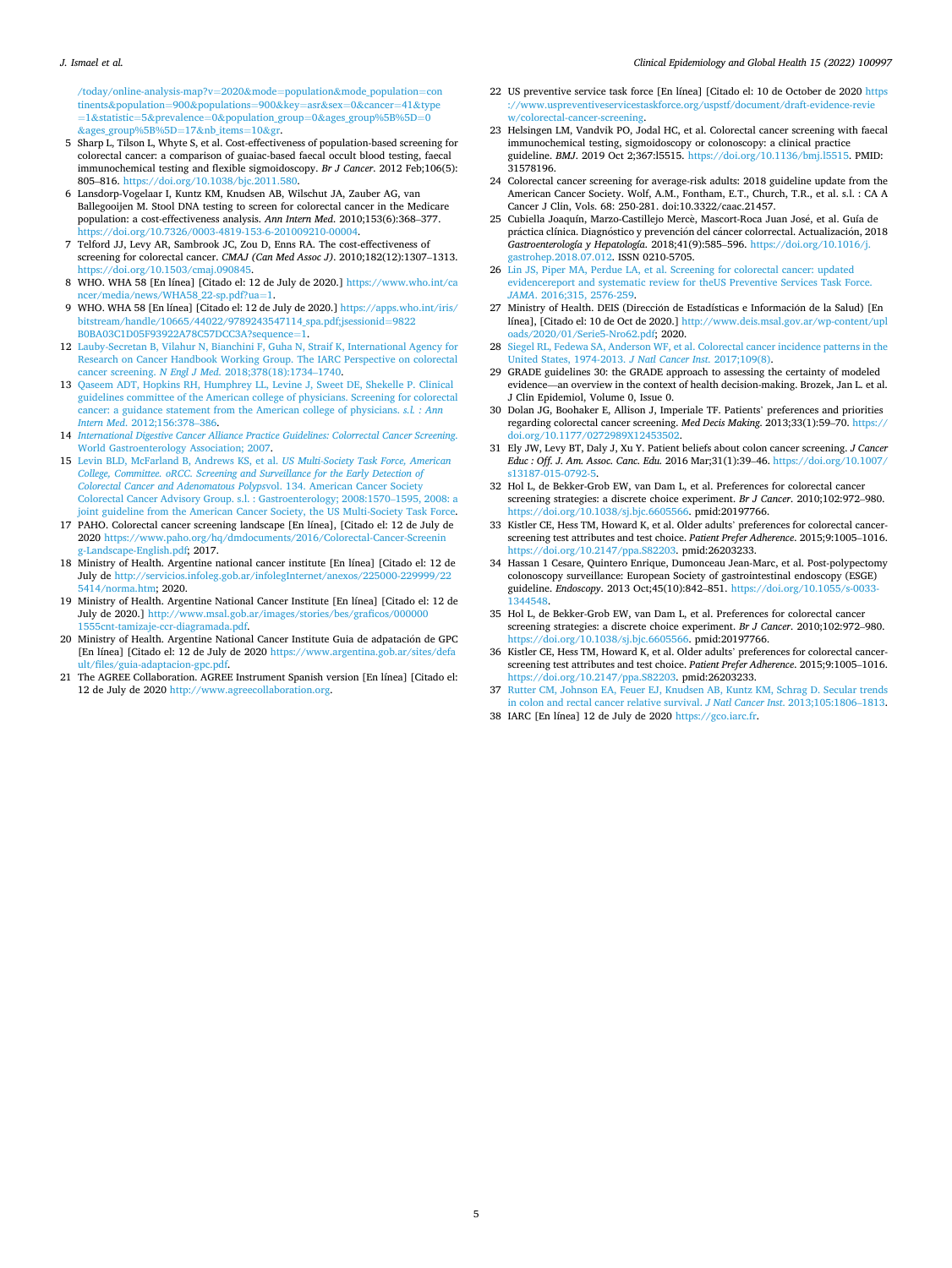/today/online-analysis-map?v=2020&mode=population&mode_population=continents&population=900&populations=900&key=asr&sex=0&cancer=41&type=1&statistic=5&prevalence=0&population_group=0&ages_group%5B%5D=0&ages_group%5B%5D=17&nb_items=10&gr.

5 Sharp L, Tilson L, Whyte S, et al. Cost-effectiveness of population-based screening for colorectal cancer: a comparison of guaiac-based faecal occult blood testing, faecal immunochemical testing and flexible sigmoidoscopy. *Br J Cancer*. 2012 Feb;106(5): 805–816. https://doi.org/10.1038/bjc.2011.580.

6 Lansdorp-Vogelaar I, Kuntz KM, Knudsen AB, Wilschut JA, Zauber AG, van Ballegooijen M. Stool DNA testing to screen for colorectal cancer in the Medicare population: a cost-effectiveness analysis. *Ann Intern Med*. 2010;153(6):368–377. https://doi.org/10.7326/0003-4819-153-6-201009210-00004.

7 Telford JJ, Levy AR, Sambrook JC, Zou D, Enns RA. The cost-effectiveness of screening for colorectal cancer. *CMAJ (Can Med Assoc J)*. 2010;182(12):1307–1313. https://doi.org/10.1503/cmaj.090845.

8 WHO. WHA 58 [En línea] [Citado el: 12 de July de 2020.] https://www.who.int/cancer/media/news/WHA58_22-sp.pdf?ua=1.

9 WHO. WHA 58 [En línea] [Citado el: 12 de July de 2020.] https://apps.who.int/iris/bitstream/handle/10665/43022/9789243547114_spa.pdf;jsessionid=9822B0BA03C1D05F93922A78C57DCC3A?sequence=1.

12 Lauby-Secretan B, Vilahur N, Bianchini F, Guha N, Straif K, International Agency for Research on Cancer Handbook Working Group. The IARC Perspective on colorectal cancer screening. *N Engl J Med*. 2018;378(18):1734–1740.

13 Qaseem ADT, Hopkins RH, Humphrey LL, Levine J, Sweet DE, Shekelle P. Clinical guidelines committee of the American college of physicians. Screening for colorectal cancer: a guidance statement from the American college of physicians. *s.l. : Ann Intern Med*. 2012;156:378–386.

14 *International Digestive Cancer Alliance Practice Guidelines: Colorrectal Cancer Screening*. World Gastroenterology Association; 2007.

15 Levin BLD, McFarland B, Andrews KS, et al. *US Multi-Society Task Force, American College, Committee. oRCC. Screening and Surveillance for the Early Detection of Colorectal Cancer and Adenomatous Polyps*vol. 134. American Cancer Society Colorectal Cancer Advisory Group. s.l. : Gastroenterology; 2008:1570–1595, 2008: a joint guideline from the American Cancer Society, the US Multi-Society Task Force.

17 PAHO. Colorectal cancer screening landscape [En línea], [Citado el: 12 de July de 2020 https://www.paho.org/hq/dmdocuments/2016/Colorectal-Cancer-Screening-Landscape-English.pdf; 2017.

18 Ministry of Health. Argentine national cancer institute [En línea] [Citado el: 12 de July de http://servicios.infoleg.gob.ar/infolegInternet/anexos/225000-229999/225414/norma.htm; 2020.

19 Ministry of Health. Argentine National Cancer Institute [En línea] [Citado el: 12 de July de 2020.] http://www.msal.gob.ar/images/stories/bes/graficos/0000001555cnt-tamizaje-ccr-diagramada.pdf.

20 Ministry of Health. Argentine National Cancer Institute Guia de adpatación de GPC [En línea] [Citado el: 12 de July de 2020 https://www.argentina.gob.ar/sites/default/files/guia-adaptacion-gpc.pdf.

21 The AGREE Collaboration. AGREE Instrument Spanish version [En línea] [Citado el: 12 de July de 2020 http://www.agreecollaboration.org.

22 US preventive service task force [En línea] [Citado el: 10 de October de 2020 https://www.uspreventiveservicestaskforce.org/uspstf/document/draft-evidence-review/colorectal-cancer-screening.

23 Helsingen LM, Vandvik PO, Jodal HC, et al. Colorectal cancer screening with faecal immunochemical testing, sigmoidoscopy or colonoscopy: a clinical practice guideline. *BMJ*. 2019 Oct 2;367:l5515. https://doi.org/10.1136/bmj.l5515. PMID: 31578196.

24 Colorectal cancer screening for average-risk adults: 2018 guideline update from the American Cancer Society. Wolf, A.M., Fontham, E.T., Church, T.R., et al. s.l. : CA A Cancer J Clin, Vols. 68: 250-281. doi:10.3322/caac.21457.

25 Cubiella Joaquín, Marzo-Castillejo Mercè, Mascort-Roca Juan José, et al. Guía de práctica clínica. Diagnóstico y prevención del cáncer colorrectal. Actualización, 2018 *Gastroenterología y Hepatología*. 2018;41(9):585–596. https://doi.org/10.1016/j.gastrohep.2018.07.012. ISSN 0210-5705.

26 Lin JS, Piper MA, Perdue LA, et al. Screening for colorectal cancer: updated evidencereport and systematic review for theUS Preventive Services Task Force. *JAMA*. 2016;315, 2576-259.

27 Ministry of Health. DEIS (Dirección de Estadísticas e Información de la Salud) [En línea], [Citado el: 10 de Oct de 2020.] http://www.deis.msal.gov.ar/wp-content/uploads/2020/01/Serie5-Nro62.pdf; 2020.

28 Siegel RL, Fedewa SA, Anderson WF, et al. Colorectal cancer incidence patterns in the United States, 1974-2013. *J Natl Cancer Inst*. 2017;109(8).

29 GRADE guidelines 30: the GRADE approach to assessing the certainty of modeled evidence—an overview in the context of health decision-making. Brozek, Jan L. et al. J Clin Epidemiol, Volume 0, Issue 0.

30 Dolan JG, Boohaker E, Allison J, Imperiale TF. Patients' preferences and priorities regarding colorectal cancer screening. *Med Decis Making*. 2013;33(1):59–70. https://doi.org/10.1177/0272989X12453502.

31 Ely JW, Levy BT, Daly J, Xu Y. Patient beliefs about colon cancer screening. *J Cancer Educ : Off. J. Am. Assoc. Canc. Edu.* 2016 Mar;31(1):39–46. https://doi.org/10.1007/s13187-015-0792-5.

32 Hol L, de Bekker-Grob EW, van Dam L, et al. Preferences for colorectal cancer screening strategies: a discrete choice experiment. *Br J Cancer*. 2010;102:972–980. https://doi.org/10.1038/sj.bjc.6605566. pmid:20197766.

33 Kistler CE, Hess TM, Howard K, et al. Older adults' preferences for colorectal cancer-screening test attributes and test choice. *Patient Prefer Adherence*. 2015;9:1005–1016. https://doi.org/10.2147/ppa.S82203. pmid:26203233.

34 Hassan 1 Cesare, Quintero Enrique, Dumonceau Jean-Marc, et al. Post-polypectomy colonoscopy surveillance: European Society of gastrointestinal endoscopy (ESGE) guideline. *Endoscopy*. 2013 Oct;45(10):842–851. https://doi.org/10.1055/s-0033-1344548.

35 Hol L, de Bekker-Grob EW, van Dam L, et al. Preferences for colorectal cancer screening strategies: a discrete choice experiment. *Br J Cancer*. 2010;102:972–980. https://doi.org/10.1038/sj.bjc.6605566. pmid:20197766.

36 Kistler CE, Hess TM, Howard K, et al. Older adults' preferences for colorectal cancer-screening test attributes and test choice. *Patient Prefer Adherence*. 2015;9:1005–1016. https://doi.org/10.2147/ppa.S82203. pmid:26203233.

37 Rutter CM, Johnson EA, Feuer EJ, Knudsen AB, Kuntz KM, Schrag D. Secular trends in colon and rectal cancer relative survival. *J Natl Cancer Inst*. 2013;105:1806–1813.

38 IARC [En línea] 12 de July de 2020 https://gco.iarc.fr.